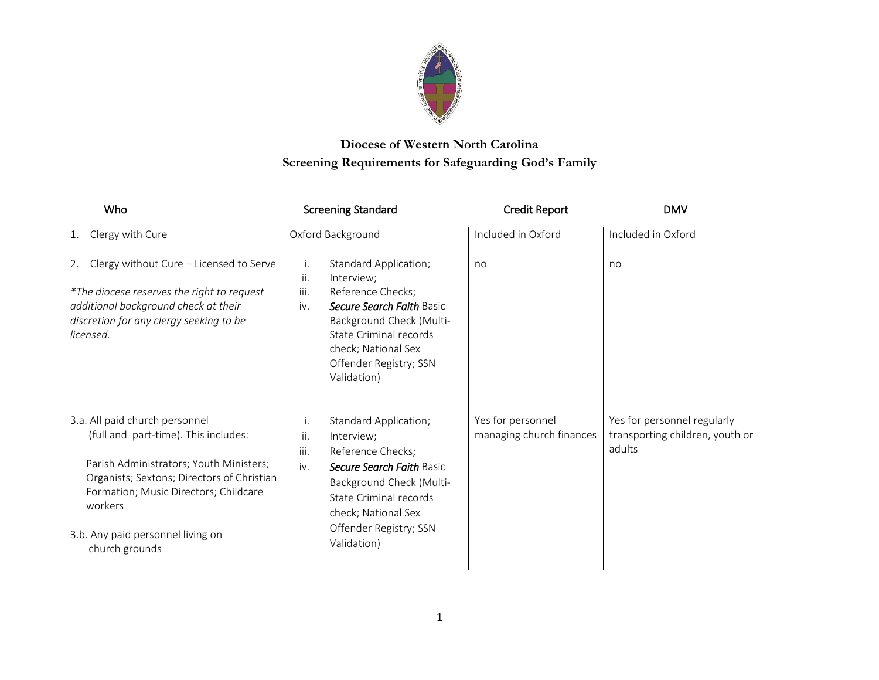# Diocese of Western North Carolina
## Screening Requirements for Safeguarding God's Family

| Who | Screening Standard | Credit Report | DMV |
|---|---|---|---|
| 1. Clergy with Cure | Oxford Background | Included in Oxford | Included in Oxford |
| 2. Clergy without Cure – Licensed to Serve<br><br>*\*The diocese reserves the right to request additional background check at their discretion for any clergy seeking to be licensed.* | i. Standard Application;<br>ii. Interview;<br>iii. Reference Checks;<br>iv. ***Secure Search Faith*** Basic Background Check (Multi-State Criminal records check; National Sex Offender Registry; SSN Validation) | no | no |
| 3.a. All <u>paid</u> church personnel (full and part-time). This includes:<br><br>Parish Administrators; Youth Ministers; Organists; Sextons; Directors of Christian Formation; Music Directors; Childcare workers<br><br>3.b. Any paid personnel living on church grounds | i. Standard Application;<br>ii. Interview;<br>iii. Reference Checks;<br>iv. ***Secure Search Faith*** Basic Background Check (Multi-State Criminal records check; National Sex Offender Registry; SSN Validation) | Yes for personnel managing church finances | Yes for personnel regularly transporting children, youth or adults |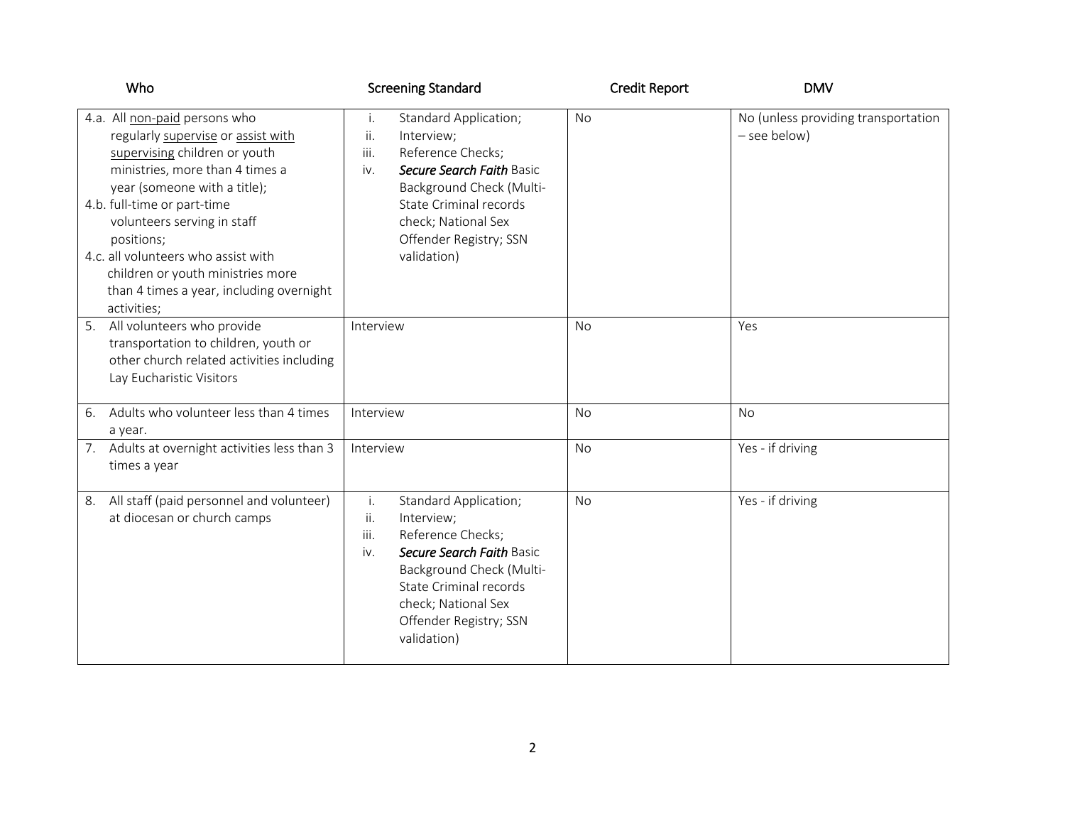| Who | Screening Standard | Credit Report | DMV |
|---|---|---|---|
| 4.a. All <u>non-paid</u> persons who regularly <u>supervise</u> or <u>assist with supervising</u> children or youth ministries, more than 4 times a year (someone with a title);<br>4.b. full-time or part-time volunteers serving in staff positions;<br>4.c. all volunteers who assist with children or youth ministries more than 4 times a year, including overnight activities; | i. Standard Application;<br>ii. Interview;<br>iii. Reference Checks;<br>iv. ***Secure Search Faith*** Basic Background Check (Multi-State Criminal records check; National Sex Offender Registry; SSN validation) | No | No (unless providing transportation – see below) |
| 5. All volunteers who provide transportation to children, youth or other church related activities including Lay Eucharistic Visitors | Interview | No | Yes |
| 6. Adults who volunteer less than 4 times a year. | Interview | No | No |
| 7. Adults at overnight activities less than 3 times a year | Interview | No | Yes - if driving |
| 8. All staff (paid personnel and volunteer) at diocesan or church camps | i. Standard Application;<br>ii. Interview;<br>iii. Reference Checks;<br>iv. ***Secure Search Faith*** Basic Background Check (Multi-State Criminal records check; National Sex Offender Registry; SSN validation) | No | Yes - if driving |